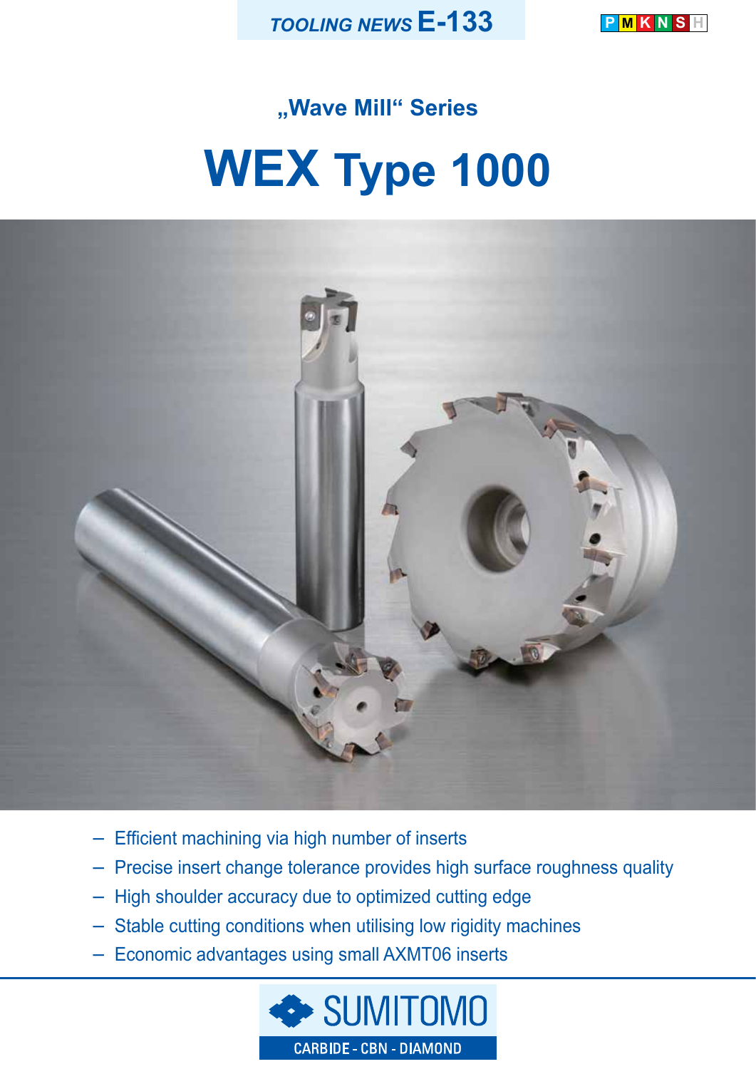TOOLING NEWS **E-133**

P M K N S H

### „Wave Mill“ Series

# WEX Type 1000

- Efficient machining via high number of inserts
- Precise insert change tolerance provides high surface roughness quality
- High shoulder accuracy due to optimized cutting edge
- Stable cutting conditions when utilising low rigidity machines
- Economic advantages using small AXMT06 inserts

SUMITOMO

CARBIDE - CBN - DIAMOND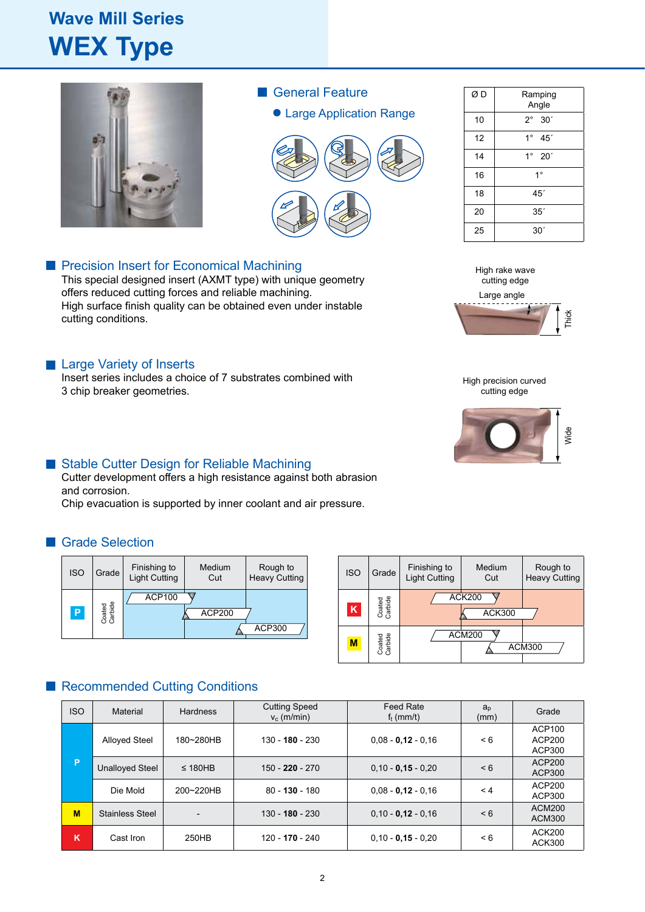# Wave Mill Series

# WEX Type

## General Feature

- Large Application Range

| Ø D | Ramping Angle |
|---|---|
| 10 | 2° 30´ |
| 12 | 1° 45´ |
| 14 | 1° 20´ |
| 16 | 1° |
| 18 | 45´ |
| 20 | 35´ |
| 25 | 30´ |

## Precision Insert for Economical Machining

This special designed insert (AXMT type) with unique geometry offers reduced cutting forces and reliable machining.
High surface finish quality can be obtained even under instable cutting conditions.

High rake wave cutting edge

Large angle

Thick

High precision curved cutting edge

Wide

## Large Variety of Inserts

Insert series includes a choice of 7 substrates combined with 3 chip breaker geometries.

## Stable Cutter Design for Reliable Machining

Cutter development offers a high resistance against both abrasion and corrosion.
Chip evacuation is supported by inner coolant and air pressure.

## Grade Selection

| ISO | Grade | Finishing to Light Cutting | Medium Cut | Rough to Heavy Cutting |
|---|---|---|---|---|
| P | Coated Carbide | ACP100 | ACP200 | ACP300 |

| ISO | Grade | Finishing to Light Cutting | Medium Cut | Rough to Heavy Cutting |
|---|---|---|---|---|
| K | Coated Carbide | ACK200 | ACK300 | |
| M | Coated Carbide | ACM200 | ACM300 | |

## Recommended Cutting Conditions

| ISO | Material | Hardness | Cutting Speed $v_c$ (m/min) | Feed Rate $f_t$ (mm/t) | $a_p$ (mm) | Grade |
|---|---|---|---|---|---|---|
| P | Alloyed Steel | 180~280HB | 130 - **180** - 230 | 0,08 - **0,12** - 0,16 | < 6 | ACP100 ACP200 ACP300 |
| | Unalloyed Steel | ≤ 180HB | 150 - **220** - 270 | 0,10 - **0,15** - 0,20 | < 6 | ACP200 ACP300 |
| | Die Mold | 200~220HB | 80 - **130** - 180 | 0,08 - **0,12** - 0,16 | < 4 | ACP200 ACP300 |
| M | Stainless Steel | - | 130 - **180** - 230 | 0,10 - **0,12** - 0,16 | < 6 | ACM200 ACM300 |
| K | Cast Iron | 250HB | 120 - **170** - 240 | 0,10 - **0,15** - 0,20 | < 6 | ACK200 ACK300 |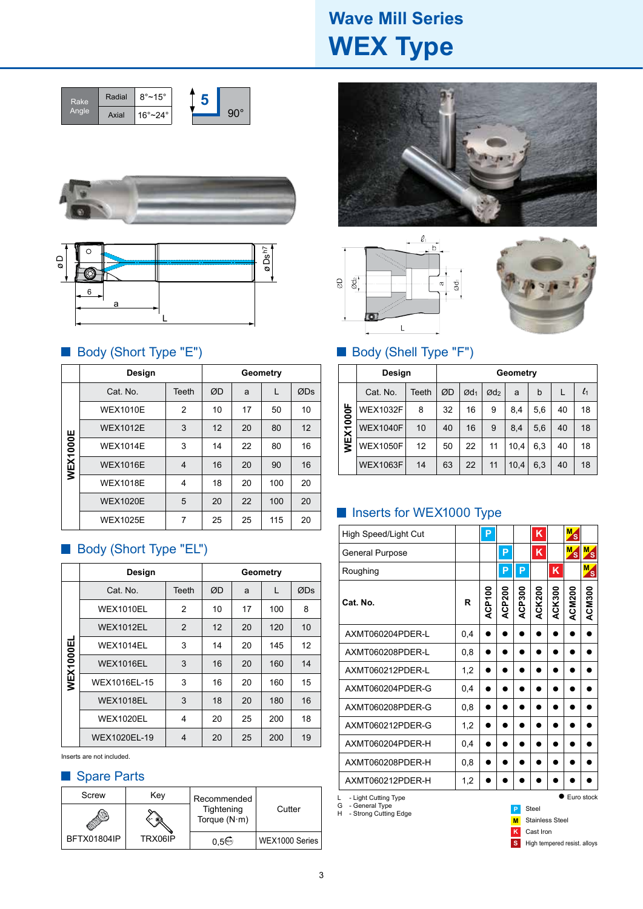# Wave Mill Series
# WEX Type

| Rake Angle | Radial | 8°~15° |
|---|---|---|
| | Axial | 16°~24° |

5 — 90°

## Body (Short Type "E")

| | Design | | Geometry | | | |
|---|---|---|---|---|---|---|
| | Cat. No. | Teeth | ØD | a | L | ØDs |
| WEX1000E | WEX1010E | 2 | 10 | 17 | 50 | 10 |
| | WEX1012E | 3 | 12 | 20 | 80 | 12 |
| | WEX1014E | 3 | 14 | 22 | 80 | 16 |
| | WEX1016E | 4 | 16 | 20 | 90 | 16 |
| | WEX1018E | 4 | 18 | 20 | 100 | 20 |
| | WEX1020E | 5 | 20 | 22 | 100 | 20 |
| | WEX1025E | 7 | 25 | 25 | 115 | 20 |

## Body (Short Type "EL")

| | Design | | Geometry | | | |
|---|---|---|---|---|---|---|
| | Cat. No. | Teeth | ØD | a | L | ØDs |
| WEX1000EL | WEX1010EL | 2 | 10 | 17 | 100 | 8 |
| | WEX1012EL | 2 | 12 | 20 | 120 | 10 |
| | WEX1014EL | 3 | 14 | 20 | 145 | 12 |
| | WEX1016EL | 3 | 16 | 20 | 160 | 14 |
| | WEX1016EL-15 | 3 | 16 | 20 | 160 | 15 |
| | WEX1018EL | 3 | 18 | 20 | 180 | 16 |
| | WEX1020EL | 4 | 20 | 25 | 200 | 18 |
| | WEX1020EL-19 | 4 | 20 | 25 | 200 | 19 |

Inserts are not included.

## Spare Parts

| Screw | Key | Recommended Tightening Torque (N·m) | Cutter |
|---|---|---|---|
| BFTX01804IP | TRX06IP | 0,5 | WEX1000 Series |

## Body (Shell Type "F")

| | Design | | Geometry | | | | | | |
|---|---|---|---|---|---|---|---|---|---|
| | Cat. No. | Teeth | ØD | Ød1 | Ød2 | a | b | L | ℓ1 |
| WEX1000F | WEX1032F | 8 | 32 | 16 | 9 | 8,4 | 5,6 | 40 | 18 |
| | WEX1040F | 10 | 40 | 16 | 9 | 8,4 | 5,6 | 40 | 18 |
| | WEX1050F | 12 | 50 | 22 | 11 | 10,4 | 6,3 | 40 | 18 |
| | WEX1063F | 14 | 63 | 22 | 11 | 10,4 | 6,3 | 40 | 18 |

## Inserts for WEX1000 Type

| | | ACP100 | ACP200 | ACP300 | ACK200 | ACK300 | ACM200 | ACM300 |
|---|---|---|---|---|---|---|---|---|
| High Speed/Light Cut | | P | | | K | | M S | |
| General Purpose | | | P | | K | | M S | M S |
| Roughing | | | P | P | | K | | M S |
| **Cat. No.** | **R** | | | | | | | |
| AXMT060204PDER-L | 0,4 | ● | ● | ● | ● | ● | ● | ● |
| AXMT060208PDER-L | 0,8 | ● | ● | ● | ● | ● | ● | ● |
| AXMT060212PDER-L | 1,2 | ● | ● | ● | ● | ● | ● | ● |
| AXMT060204PDER-G | 0,4 | ● | ● | ● | ● | ● | ● | ● |
| AXMT060208PDER-G | 0,8 | ● | ● | ● | ● | ● | ● | ● |
| AXMT060212PDER-G | 1,2 | ● | ● | ● | ● | ● | ● | ● |
| AXMT060204PDER-H | 0,4 | ● | ● | ● | ● | ● | ● | ● |
| AXMT060208PDER-H | 0,8 | ● | ● | ● | ● | ● | ● | ● |
| AXMT060212PDER-H | 1,2 | ● | ● | ● | ● | ● | ● | ● |

L - Light Cutting Type
G - General Type
H - Strong Cutting Edge

● Euro stock

P Steel
M Stainless Steel
K Cast Iron
S High tempered resist. alloys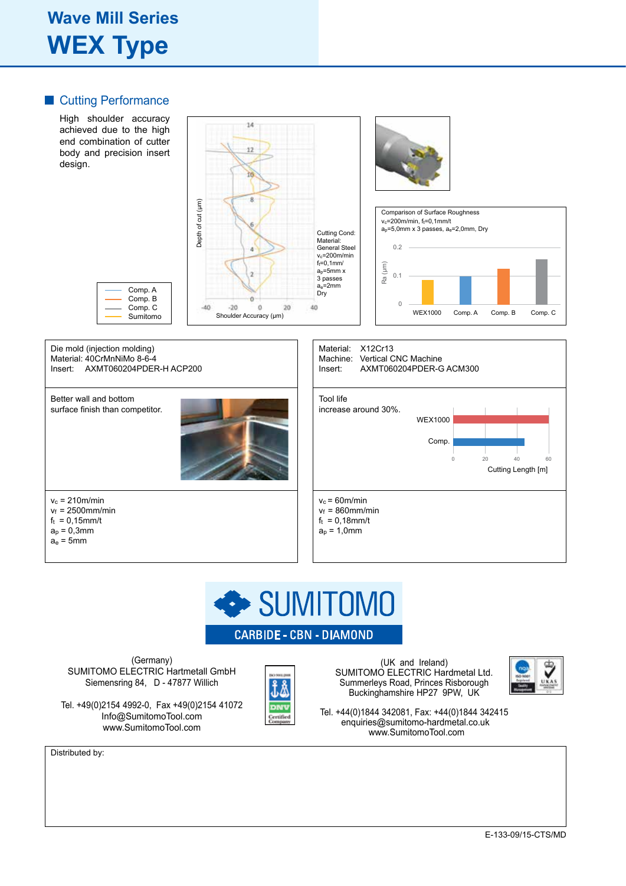# Wave Mill Series

# WEX Type

## Cutting Performance

High shoulder accuracy achieved due to the high end combination of cutter body and precision insert design.

Comp. A
Comp. B
Comp. C
Sumitomo

Depth of cut (µm)
14
12
10
8
6
4
2
0
-40 -20 0 20 40
Shoulder Accuracy (µm)

Cutting Cond:
Material: General Steel
$v_c$=200m/min
$f_t$=0,1mm/
$a_p$=5mm x 3 passes
$a_e$=2mm
Dry

Comparison of Surface Roughness
$v_c$=200m/min, $f_t$=0,1mm/t
$a_p$=5,0mm x 3 passes, $a_e$=2,0mm, Dry

Ra (µm)
0.2
0.1
0
WEX1000 Comp. A Comp. B Comp. C

| Die mold (injection molding) | Material: X12Cr13 |
|---|---|
| Material: 40CrMnNiMo 8-6-4<br>Insert: AXMT060204PDER-H ACP200 | Machine: Vertical CNC Machine<br>Insert: AXMT060204PDER-G ACM300 |
| Better wall and bottom surface finish than competitor. | Tool life increase around 30%. |
| $v_c$ = 210m/min<br>$v_f$ = 2500mm/min<br>$f_t$ = 0,15mm/t<br>$a_p$ = 0,3mm<br>$a_e$ = 5mm | $v_c$ = 60m/min<br>$v_f$ = 860mm/min<br>$f_t$ = 0,18mm/t<br>$a_p$ = 1,0mm |

WEX1000
Comp.
0 20 40 60
Cutting Length [m]

SUMITOMO
CARBIDE - CBN - DIAMOND

(Germany)
SUMITOMO ELECTRIC Hartmetall GmbH
Siemensring 84, D - 47877 Willich

Tel. +49(0)2154 4992-0, Fax +49(0)2154 41072
Info@SumitomoTool.com
www.SumitomoTool.com

(UK and Ireland)
SUMITOMO ELECTRIC Hardmetal Ltd.
Summerleys Road, Princes Risborough
Buckinghamshire HP27 9PW, UK

Tel. +44(0)1844 342081, Fax: +44(0)1844 342415
enquiries@sumitomo-hardmetal.co.uk
www.SumitomoTool.com

Distributed by:

E-133-09/15-CTS/MD